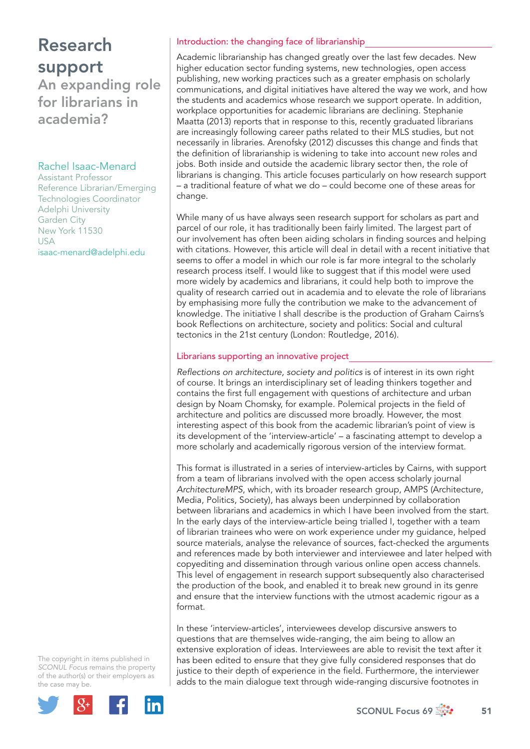# Research support

## An expanding role for librarians in academia?

Rachel Isaac-Menard
Assistant Professor
Reference Librarian/Emerging Technologies Coordinator
Adelphi University
Garden City
New York 11530
USA
isaac-menard@adelphi.edu

The copyright in items published in *SCONUL Focus* remains the property of the author(s) or their employers as the case may be.

### Introduction: the changing face of librarianship

Academic librarianship has changed greatly over the last few decades. New higher education sector funding systems, new technologies, open access publishing, new working practices such as a greater emphasis on scholarly communications, and digital initiatives have altered the way we work, and how the students and academics whose research we support operate. In addition, workplace opportunities for academic librarians are declining. Stephanie Maatta (2013) reports that in response to this, recently graduated librarians are increasingly following career paths related to their MLS studies, but not necessarily in libraries. Arenofsky (2012) discusses this change and finds that the definition of librarianship is widening to take into account new roles and jobs. Both inside and outside the academic library sector then, the role of librarians is changing. This article focuses particularly on how research support – a traditional feature of what we do – could become one of these areas for change.

While many of us have always seen research support for scholars as part and parcel of our role, it has traditionally been fairly limited. The largest part of our involvement has often been aiding scholars in finding sources and helping with citations. However, this article will deal in detail with a recent initiative that seems to offer a model in which our role is far more integral to the scholarly research process itself. I would like to suggest that if this model were used more widely by academics and librarians, it could help both to improve the quality of research carried out in academia and to elevate the role of librarians by emphasising more fully the contribution we make to the advancement of knowledge. The initiative I shall describe is the production of Graham Cairns's book Reflections on architecture, society and politics: Social and cultural tectonics in the 21st century (London: Routledge, 2016).

### Librarians supporting an innovative project

*Reflections on architecture, society and politics* is of interest in its own right of course. It brings an interdisciplinary set of leading thinkers together and contains the first full engagement with questions of architecture and urban design by Noam Chomsky, for example. Polemical projects in the field of architecture and politics are discussed more broadly. However, the most interesting aspect of this book from the academic librarian's point of view is its development of the 'interview-article' – a fascinating attempt to develop a more scholarly and academically rigorous version of the interview format.

This format is illustrated in a series of interview-articles by Cairns, with support from a team of librarians involved with the open access scholarly journal *ArchitectureMPS*, which, with its broader research group, AMPS (Architecture, Media, Politics, Society), has always been underpinned by collaboration between librarians and academics in which I have been involved from the start. In the early days of the interview-article being trialled I, together with a team of librarian trainees who were on work experience under my guidance, helped source materials, analyse the relevance of sources, fact-checked the arguments and references made by both interviewer and interviewee and later helped with copyediting and dissemination through various online open access channels. This level of engagement in research support subsequently also characterised the production of the book, and enabled it to break new ground in its genre and ensure that the interview functions with the utmost academic rigour as a format.

In these 'interview-articles', interviewees develop discursive answers to questions that are themselves wide-ranging, the aim being to allow an extensive exploration of ideas. Interviewees are able to revisit the text after it has been edited to ensure that they give fully considered responses that do justice to their depth of experience in the field. Furthermore, the interviewer adds to the main dialogue text through wide-ranging discursive footnotes in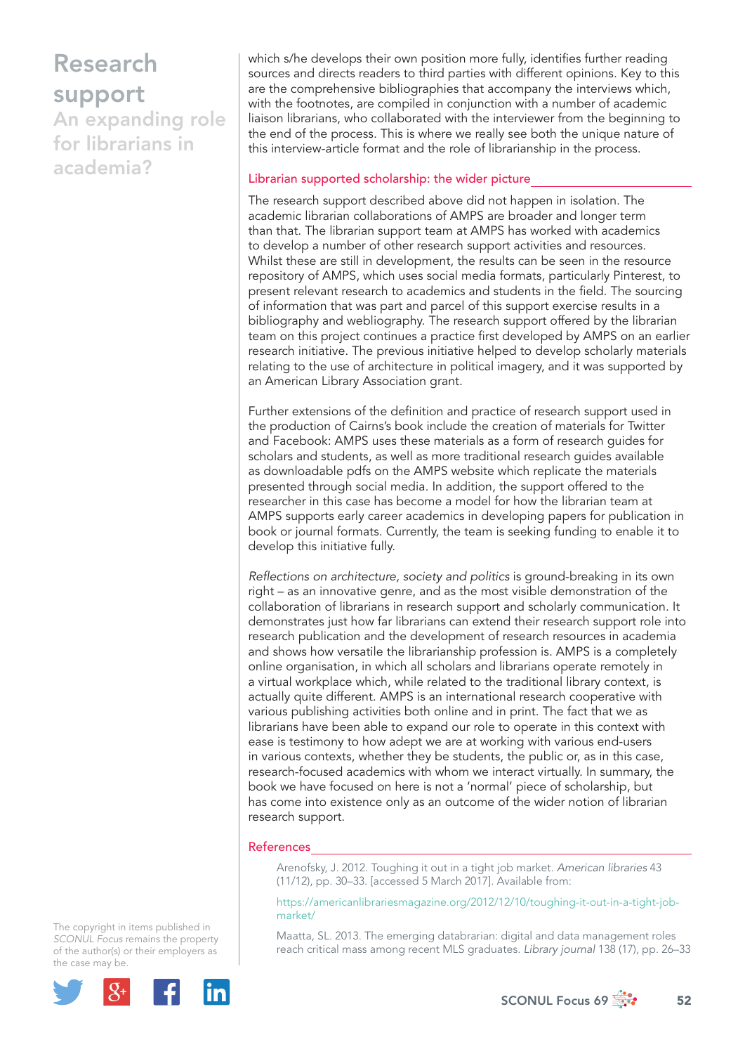which s/he develops their own position more fully, identifies further reading sources and directs readers to third parties with different opinions. Key to this are the comprehensive bibliographies that accompany the interviews which, with the footnotes, are compiled in conjunction with a number of academic liaison librarians, who collaborated with the interviewer from the beginning to the end of the process. This is where we really see both the unique nature of this interview-article format and the role of librarianship in the process.

## Librarian supported scholarship: the wider picture

The research support described above did not happen in isolation. The academic librarian collaborations of AMPS are broader and longer term than that. The librarian support team at AMPS has worked with academics to develop a number of other research support activities and resources. Whilst these are still in development, the results can be seen in the resource repository of AMPS, which uses social media formats, particularly Pinterest, to present relevant research to academics and students in the field. The sourcing of information that was part and parcel of this support exercise results in a bibliography and webliography. The research support offered by the librarian team on this project continues a practice first developed by AMPS on an earlier research initiative. The previous initiative helped to develop scholarly materials relating to the use of architecture in political imagery, and it was supported by an American Library Association grant.

Further extensions of the definition and practice of research support used in the production of Cairns's book include the creation of materials for Twitter and Facebook: AMPS uses these materials as a form of research guides for scholars and students, as well as more traditional research guides available as downloadable pdfs on the AMPS website which replicate the materials presented through social media. In addition, the support offered to the researcher in this case has become a model for how the librarian team at AMPS supports early career academics in developing papers for publication in book or journal formats. Currently, the team is seeking funding to enable it to develop this initiative fully.

*Reflections on architecture, society and politics* is ground-breaking in its own right – as an innovative genre, and as the most visible demonstration of the collaboration of librarians in research support and scholarly communication. It demonstrates just how far librarians can extend their research support role into research publication and the development of research resources in academia and shows how versatile the librarianship profession is. AMPS is a completely online organisation, in which all scholars and librarians operate remotely in a virtual workplace which, while related to the traditional library context, is actually quite different. AMPS is an international research cooperative with various publishing activities both online and in print. The fact that we as librarians have been able to expand our role to operate in this context with ease is testimony to how adept we are at working with various end-users in various contexts, whether they be students, the public or, as in this case, research-focused academics with whom we interact virtually. In summary, the book we have focused on here is not a 'normal' piece of scholarship, but has come into existence only as an outcome of the wider notion of librarian research support.

## References

Arenofsky, J. 2012. Toughing it out in a tight job market. *American libraries* 43 (11/12), pp. 30–33. [accessed 5 March 2017]. Available from:

https://americanlibrariesmagazine.org/2012/12/10/toughing-it-out-in-a-tight-job-market/

Maatta, SL. 2013. The emerging databrarian: digital and data management roles reach critical mass among recent MLS graduates. *Library journal* 138 (17), pp. 26–33

The copyright in items published in *SCONUL Focus* remains the property of the author(s) or their employers as the case may be.